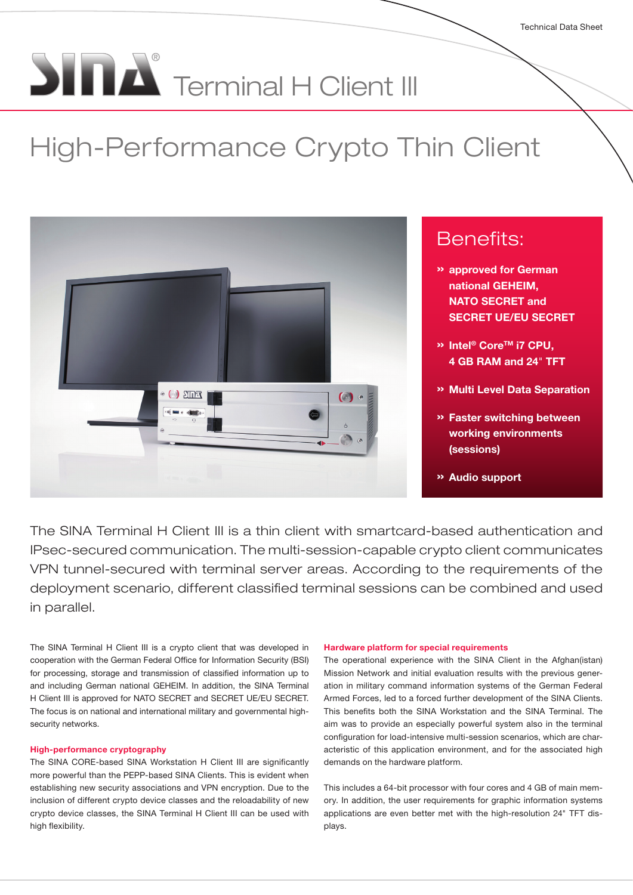Technical Data Sheet

# SINA® Terminal H Client III

## High-Performance Crypto Thin Client

### Benefits:

- » **approved for German national GEHEIM, NATO SECRET and SECRET UE/EU SECRET**
- » **Intel® Core™ i7 CPU, 4 GB RAM and 24" TFT**
- » **Multi Level Data Separation**
- » **Faster switching between working environments (sessions)**
- » **Audio support**

The SINA Terminal H Client III is a thin client with smartcard-based authentication and IPsec-secured communication. The multi-session-capable crypto client communicates VPN tunnel-secured with terminal server areas. According to the requirements of the deployment scenario, different classified terminal sessions can be combined and used in parallel.

The SINA Terminal H Client III is a crypto client that was developed in cooperation with the German Federal Office for Information Security (BSI) for processing, storage and transmission of classified information up to and including German national GEHEIM. In addition, the SINA Terminal H Client III is approved for NATO SECRET and SECRET UE/EU SECRET. The focus is on national and international military and governmental high-security networks.

**High-performance cryptography**

The SINA CORE-based SINA Workstation H Client III are significantly more powerful than the PEPP-based SINA Clients. This is evident when establishing new security associations and VPN encryption. Due to the inclusion of different crypto device classes and the reloadability of new crypto device classes, the SINA Terminal H Client III can be used with high flexibility.

**Hardware platform for special requirements**

The operational experience with the SINA Client in the Afghan(istan) Mission Network and initial evaluation results with the previous generation in military command information systems of the German Federal Armed Forces, led to a forced further development of the SINA Clients. This benefits both the SINA Workstation and the SINA Terminal. The aim was to provide an especially powerful system also in the terminal configuration for load-intensive multi-session scenarios, which are characteristic of this application environment, and for the associated high demands on the hardware platform.

This includes a 64-bit processor with four cores and 4 GB of main memory. In addition, the user requirements for graphic information systems applications are even better met with the high-resolution 24" TFT displays.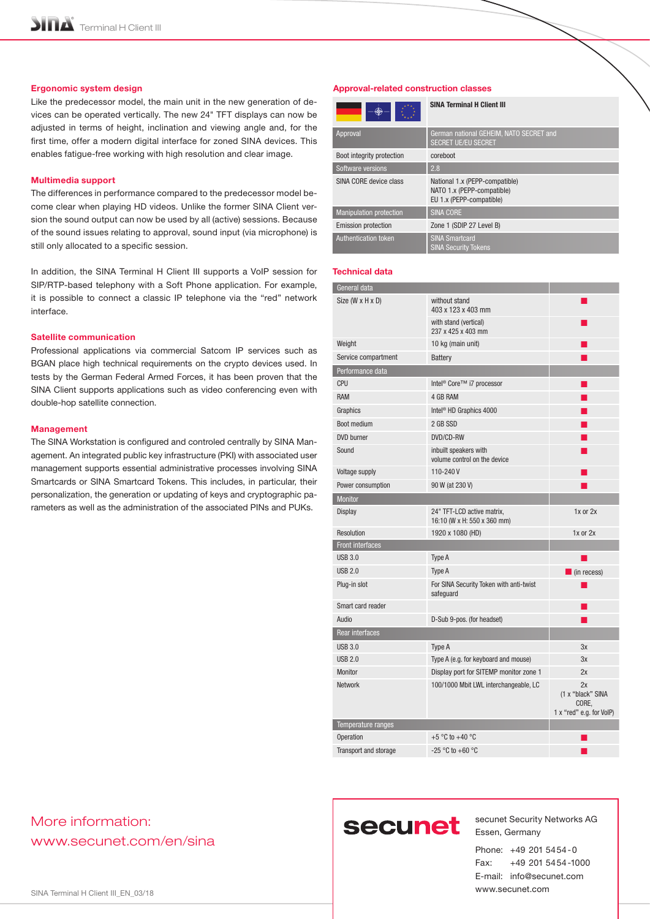## Ergonomic system design

Like the predecessor model, the main unit in the new generation of devices can be operated vertically. The new 24" TFT displays can now be adjusted in terms of height, inclination and viewing angle and, for the first time, offer a modern digital interface for zoned SINA devices. This enables fatigue-free working with high resolution and clear image.

## Multimedia support

The differences in performance compared to the predecessor model become clear when playing HD videos. Unlike the former SINA Client version the sound output can now be used by all (active) sessions. Because of the sound issues relating to approval, sound input (via microphone) is still only allocated to a specific session.

In addition, the SINA Terminal H Client III supports a VoIP session for SIP/RTP-based telephony with a Soft Phone application. For example, it is possible to connect a classic IP telephone via the "red" network interface.

## Satellite communication

Professional applications via commercial Satcom IP services such as BGAN place high technical requirements on the crypto devices used. In tests by the German Federal Armed Forces, it has been proven that the SINA Client supports applications such as video conferencing even with double-hop satellite connection.

## Management

The SINA Workstation is configured and controled centrally by SINA Management. An integrated public key infrastructure (PKI) with associated user management supports essential administrative processes involving SINA Smartcards or SINA Smartcard Tokens. This includes, in particular, their personalization, the generation or updating of keys and cryptographic parameters as well as the administration of the associated PINs and PUKs.

## Approval-related construction classes

| | SINA Terminal H Client III |
|---|---|
| Approval | German national GEHEIM, NATO SECRET and SECRET UE/EU SECRET |
| Boot integrity protection | coreboot |
| Software versions | 2.8 |
| SINA CORE device class | National 1.x (PEPP-compatible)<br>NATO 1.x (PEPP-compatible)<br>EU 1.x (PEPP-compatible) |
| Manipulation protection | SINA CORE |
| Emission protection | Zone 1 (SDIP 27 Level B) |
| Authentication token | SINA Smartcard<br>SINA Security Tokens |

## Technical data

| | | |
|---|---|---|
| **General data** | | |
| Size (W x H x D) | without stand<br>403 x 123 x 403 mm | ■ |
| | with stand (vertical)<br>237 x 425 x 403 mm | ■ |
| Weight | 10 kg (main unit) | ■ |
| Service compartment | Battery | ■ |
| **Performance data** | | |
| CPU | Intel® Core™ i7 processor | ■ |
| RAM | 4 GB RAM | ■ |
| Graphics | Intel® HD Graphics 4000 | ■ |
| Boot medium | 2 GB SSD | ■ |
| DVD burner | DVD/CD-RW | ■ |
| Sound | inbuilt speakers with volume control on the device | ■ |
| Voltage supply | 110-240 V | ■ |
| Power consumption | 90 W (at 230 V) | ■ |
| **Monitor** | | |
| Display | 24" TFT-LCD active matrix, 16:10 (W x H: 550 x 360 mm) | 1x or 2x |
| Resolution | 1920 x 1080 (HD) | 1x or 2x |
| **Front interfaces** | | |
| USB 3.0 | Type A | ■ |
| USB 2.0 | Type A | ■ (in recess) |
| Plug-in slot | For SINA Security Token with anti-twist safeguard | ■ |
| Smart card reader | | ■ |
| Audio | D-Sub 9-pos. (for headset) | ■ |
| **Rear interfaces** | | |
| USB 3.0 | Type A | 3x |
| USB 2.0 | Type A (e.g. for keyboard and mouse) | 3x |
| Monitor | Display port for SITEMP monitor zone 1 | 2x |
| Network | 100/1000 Mbit LWL interchangeable, LC | 2x<br>(1 x "black" SINA CORE,<br>1 x "red" e.g. for VoIP) |
| **Temperature ranges** | | |
| Operation | +5 °C to +40 °C | ■ |
| Transport and storage | -25 °C to +60 °C | ■ |

More information:
www.secunet.com/en/sina

secunet

secunet Security Networks AG
Essen, Germany

Phone: +49 201 5454-0
Fax: +49 201 5454-1000
E-mail: info@secunet.com
www.secunet.com

SINA Terminal H Client III_EN_03/18